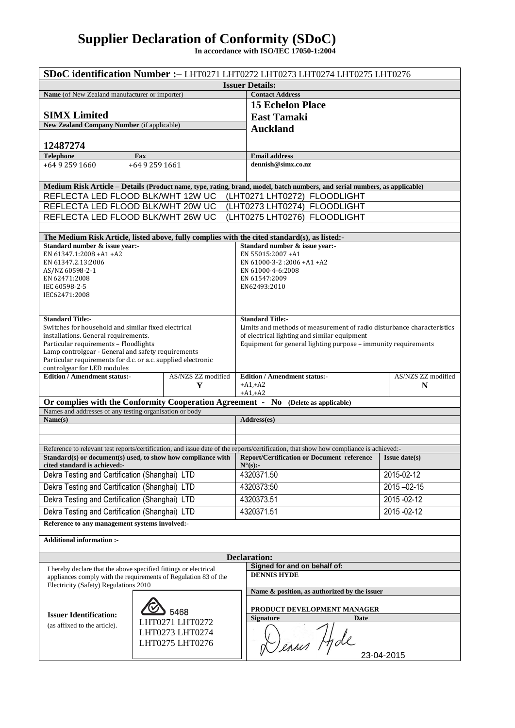# Supplier Declaration of Conformity (SDoC)

**In accordance with ISO/IEC 17050-1:2004**

**SDoC identification Number :–** LHT0271 LHT0272 LHT0273 LHT0274 LHT0275 LHT0276

**Issuer Details:**

| **Name** (of New Zealand manufacturer or importer) | **Contact Address** |
|---|---|
| **SIMX Limited** | **15 Echelon Place**<br>**East Tamaki**<br>**Auckland** |
| **New Zealand Company Number** (if applicable) | |
| **12487274** | |
| **Telephone** +64 9 259 1660 **Fax** +64 9 259 1661 | **Email address** dennish@simx.co.nz |

**Medium Risk Article – Details (Product name, type, rating, brand, model, batch numbers, and serial numbers, as applicable)**

REFLECTA LED FLOOD BLK/WHT 12W UC (LHT0271 LHT0272) FLOODLIGHT
REFLECTA LED FLOOD BLK/WHT 20W UC (LHT0273 LHT0274) FLOODLIGHT
REFLECTA LED FLOOD BLK/WHT 26W UC (LHT0275 LHT0276) FLOODLIGHT

**The Medium Risk Article, listed above, fully complies with the cited standard(s), as listed:-**

| **Standard number & issue year:-** | | **Standard number & issue year:-** | |
|---|---|---|---|
| EN 61347.1:2008 +A1 +A2<br>EN 61347.2.13:2006<br>AS/NZ 60598-2-1<br>EN 62471:2008<br>IEC 60598-2-5<br>IEC62471:2008 | | EN 55015:2007 +A1<br>EN 61000-3-2 :2006 +A1 +A2<br>EN 61000-4-6:2008<br>EN 61547:2009<br>EN62493:2010 | |
| **Standard Title:-**<br>Switches for household and similar fixed electrical installations. General requirements.<br>Particular requirements – Floodlights<br>Lamp controlgear - General and safety requirements<br>Particular requirements for d.c. or a.c. supplied electronic controlgear for LED modules | | **Standard Title:-**<br>Limits and methods of measurement of radio disturbance characteristics of electrical lighting and similar equipment<br>Equipment for general lighting purpose – immunity requirements | |
| **Edition / Amendment status:-** | AS/NZS ZZ modified<br>**Y** | **Edition / Amendment status:-**<br>+A1,+A2<br>+A1,+A2 | AS/NZS ZZ modified<br>**N** |

**Or complies with the Conformity Cooperation Agreement - No** (Delete as applicable)

Names and addresses of any testing organisation or body

| **Name(s)** | **Address(es)** |
|---|---|
| | |
| | |

Reference to relevant test reports/certification, and issue date of the reports/certification, that show how compliance is achieved:-

| **Standard(s) or document(s) used, to show how compliance with cited standard is achieved:-** | **Report/Certification or Document reference N°(s):-** | **Issue date(s)** |
|---|---|---|
| Dekra Testing and Certification (Shanghai) LTD | 4320371.50 | 2015-02-12 |
| Dekra Testing and Certification (Shanghai) LTD | 4320373:50 | 2015 –02-15 |
| Dekra Testing and Certification (Shanghai) LTD | 4320373.51 | 2015 -02-12 |
| Dekra Testing and Certification (Shanghai) LTD | 4320371.51 | 2015 -02-12 |

**Reference to any management systems involved:-**

**Additional information :-**

**Declaration:**

I hereby declare that the above specified fittings or electrical appliances comply with the requirements of Regulation 83 of the Electricity (Safety) Regulations 2010

**Signed for and on behalf of:**
**DENNIS HYDE**

**Name & position, as authorized by the issuer**
**PRODUCT DEVELOPMENT MANAGER**

**Issuer Identification:** (as affixed to the article).
5468
LHT0271 LHT0272
LHT0273 LHT0274
LHT0275 LHT0276

**Signature** Dennis Hyde **Date** 23-04-2015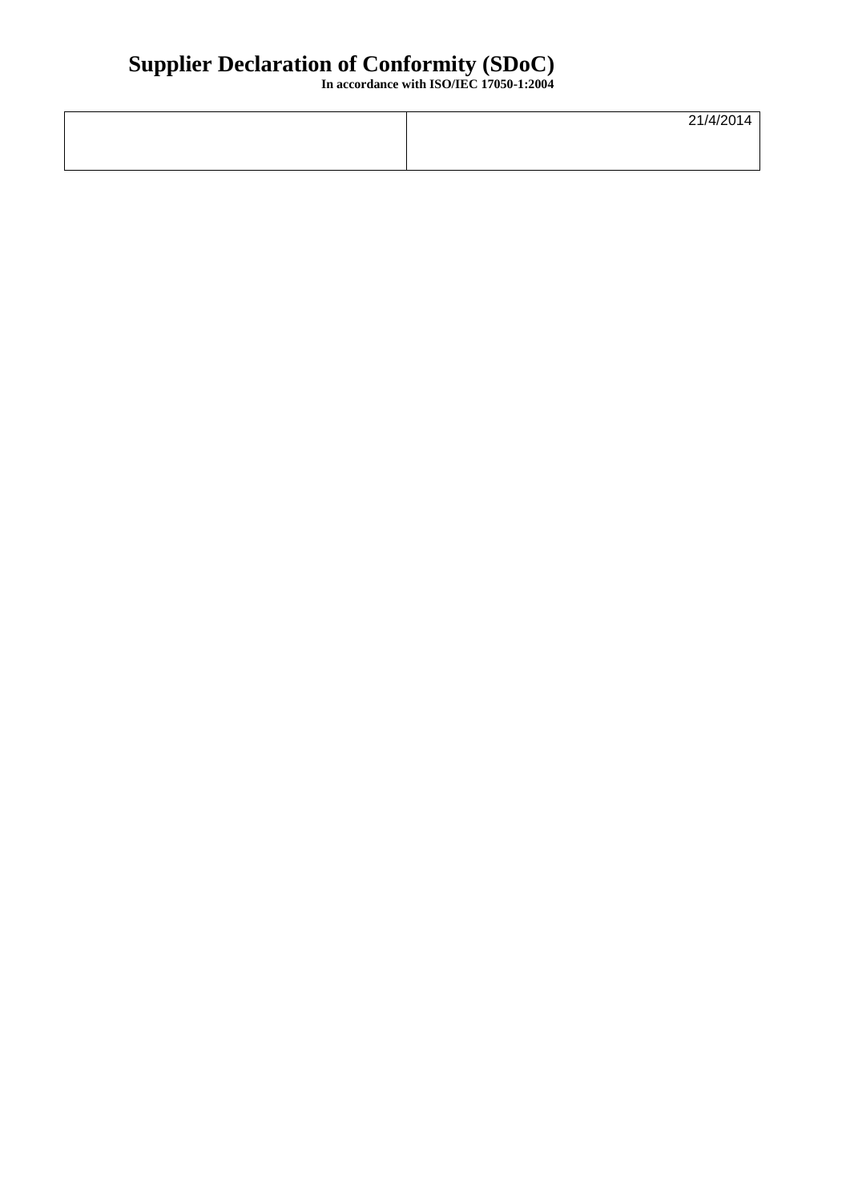# Supplier Declaration of Conformity (SDoC)

**In accordance with ISO/IEC 17050-1:2004**

| | |
|---|---|
| | 21/4/2014 |